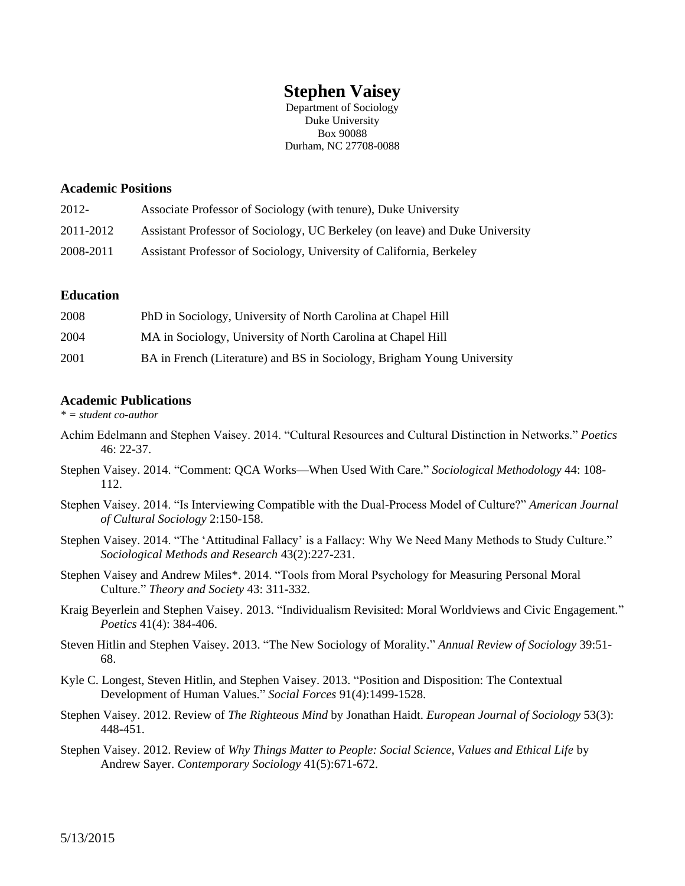# Stephen Vaisey

Department of Sociology
Duke University
Box 90088
Durham, NC 27708-0088

## Academic Positions

| | |
|---|---|
| 2012- | Associate Professor of Sociology (with tenure), Duke University |
| 2011-2012 | Assistant Professor of Sociology, UC Berkeley (on leave) and Duke University |
| 2008-2011 | Assistant Professor of Sociology, University of California, Berkeley |

## Education

| | |
|---|---|
| 2008 | PhD in Sociology, University of North Carolina at Chapel Hill |
| 2004 | MA in Sociology, University of North Carolina at Chapel Hill |
| 2001 | BA in French (Literature) and BS in Sociology, Brigham Young University |

## Academic Publications

*\* = student co-author*

Achim Edelmann and Stephen Vaisey. 2014. "Cultural Resources and Cultural Distinction in Networks." *Poetics* 46: 22-37.

Stephen Vaisey. 2014. "Comment: QCA Works—When Used With Care." *Sociological Methodology* 44: 108-112.

Stephen Vaisey. 2014. "Is Interviewing Compatible with the Dual-Process Model of Culture?" *American Journal of Cultural Sociology* 2:150-158.

Stephen Vaisey. 2014. "The 'Attitudinal Fallacy' is a Fallacy: Why We Need Many Methods to Study Culture." *Sociological Methods and Research* 43(2):227-231.

Stephen Vaisey and Andrew Miles*. 2014. "Tools from Moral Psychology for Measuring Personal Moral Culture." *Theory and Society* 43: 311-332.

Kraig Beyerlein and Stephen Vaisey. 2013. "Individualism Revisited: Moral Worldviews and Civic Engagement." *Poetics* 41(4): 384-406.

Steven Hitlin and Stephen Vaisey. 2013. "The New Sociology of Morality." *Annual Review of Sociology* 39:51-68.

Kyle C. Longest, Steven Hitlin, and Stephen Vaisey. 2013. "Position and Disposition: The Contextual Development of Human Values." *Social Forces* 91(4):1499-1528.

Stephen Vaisey. 2012. Review of *The Righteous Mind* by Jonathan Haidt. *European Journal of Sociology* 53(3): 448-451.

Stephen Vaisey. 2012. Review of *Why Things Matter to People: Social Science, Values and Ethical Life* by Andrew Sayer. *Contemporary Sociology* 41(5):671-672.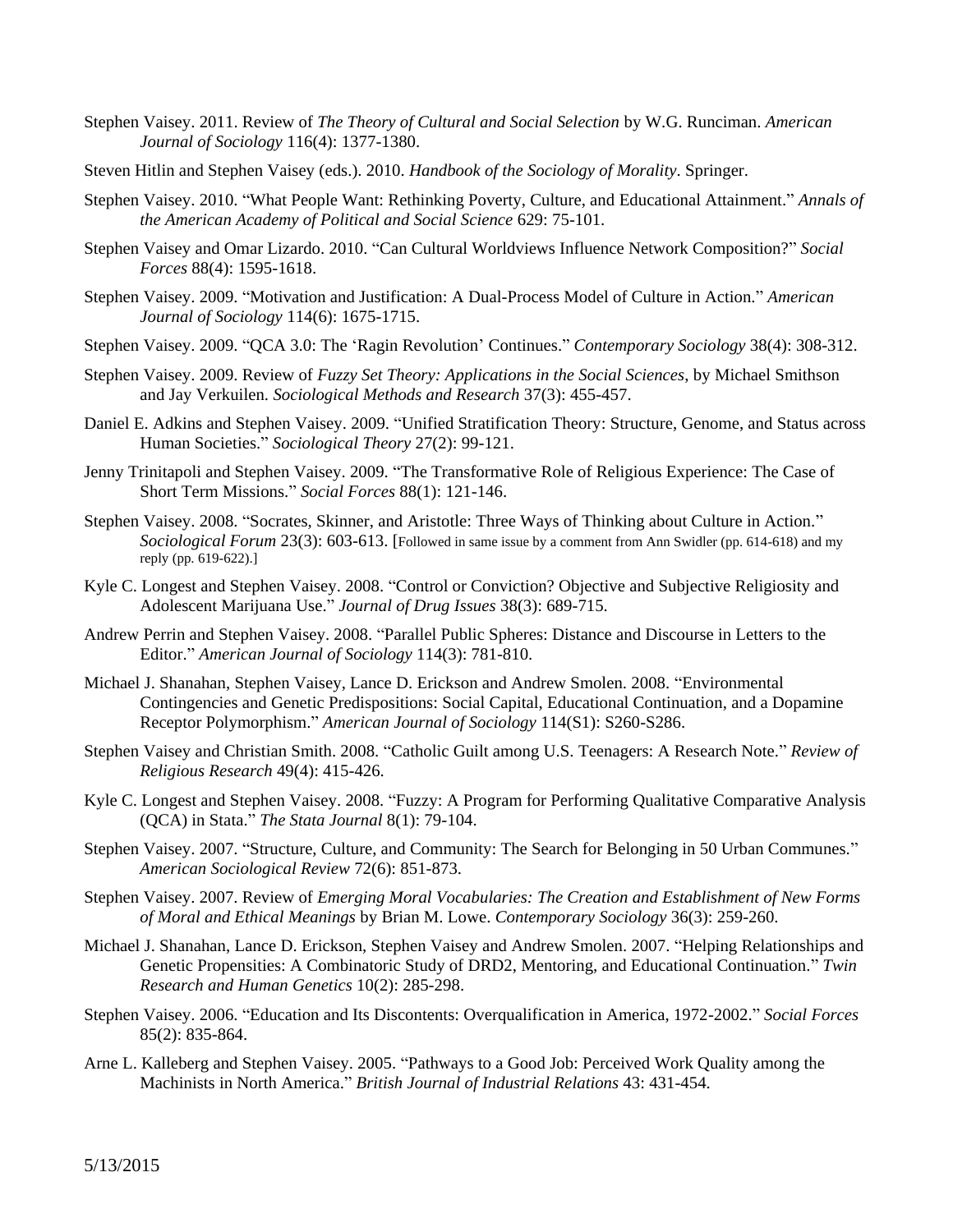Stephen Vaisey. 2011. Review of *The Theory of Cultural and Social Selection* by W.G. Runciman. *American Journal of Sociology* 116(4): 1377-1380.

Steven Hitlin and Stephen Vaisey (eds.). 2010. *Handbook of the Sociology of Morality*. Springer.

Stephen Vaisey. 2010. “What People Want: Rethinking Poverty, Culture, and Educational Attainment.” *Annals of the American Academy of Political and Social Science* 629: 75-101.

Stephen Vaisey and Omar Lizardo. 2010. “Can Cultural Worldviews Influence Network Composition?” *Social Forces* 88(4): 1595-1618.

Stephen Vaisey. 2009. “Motivation and Justification: A Dual-Process Model of Culture in Action.” *American Journal of Sociology* 114(6): 1675-1715.

Stephen Vaisey. 2009. “QCA 3.0: The ‘Ragin Revolution’ Continues.” *Contemporary Sociology* 38(4): 308-312.

Stephen Vaisey. 2009. Review of *Fuzzy Set Theory: Applications in the Social Sciences*, by Michael Smithson and Jay Verkuilen. *Sociological Methods and Research* 37(3): 455-457.

Daniel E. Adkins and Stephen Vaisey. 2009. “Unified Stratification Theory: Structure, Genome, and Status across Human Societies.” *Sociological Theory* 27(2): 99-121.

Jenny Trinitapoli and Stephen Vaisey. 2009. “The Transformative Role of Religious Experience: The Case of Short Term Missions.” *Social Forces* 88(1): 121-146.

Stephen Vaisey. 2008. “Socrates, Skinner, and Aristotle: Three Ways of Thinking about Culture in Action.” *Sociological Forum* 23(3): 603-613. [Followed in same issue by a comment from Ann Swidler (pp. 614-618) and my reply (pp. 619-622).]

Kyle C. Longest and Stephen Vaisey. 2008. “Control or Conviction? Objective and Subjective Religiosity and Adolescent Marijuana Use.” *Journal of Drug Issues* 38(3): 689-715.

Andrew Perrin and Stephen Vaisey. 2008. “Parallel Public Spheres: Distance and Discourse in Letters to the Editor.” *American Journal of Sociology* 114(3): 781-810.

Michael J. Shanahan, Stephen Vaisey, Lance D. Erickson and Andrew Smolen. 2008. “Environmental Contingencies and Genetic Predispositions: Social Capital, Educational Continuation, and a Dopamine Receptor Polymorphism.” *American Journal of Sociology* 114(S1): S260-S286.

Stephen Vaisey and Christian Smith. 2008. “Catholic Guilt among U.S. Teenagers: A Research Note.” *Review of Religious Research* 49(4): 415-426.

Kyle C. Longest and Stephen Vaisey. 2008. “Fuzzy: A Program for Performing Qualitative Comparative Analysis (QCA) in Stata.” *The Stata Journal* 8(1): 79-104.

Stephen Vaisey. 2007. “Structure, Culture, and Community: The Search for Belonging in 50 Urban Communes.” *American Sociological Review* 72(6): 851-873.

Stephen Vaisey. 2007. Review of *Emerging Moral Vocabularies: The Creation and Establishment of New Forms of Moral and Ethical Meanings* by Brian M. Lowe. *Contemporary Sociology* 36(3): 259-260.

Michael J. Shanahan, Lance D. Erickson, Stephen Vaisey and Andrew Smolen. 2007. “Helping Relationships and Genetic Propensities: A Combinatoric Study of DRD2, Mentoring, and Educational Continuation.” *Twin Research and Human Genetics* 10(2): 285-298.

Stephen Vaisey. 2006. “Education and Its Discontents: Overqualification in America, 1972-2002.” *Social Forces* 85(2): 835-864.

Arne L. Kalleberg and Stephen Vaisey. 2005. “Pathways to a Good Job: Perceived Work Quality among the Machinists in North America.” *British Journal of Industrial Relations* 43: 431-454.

5/13/2015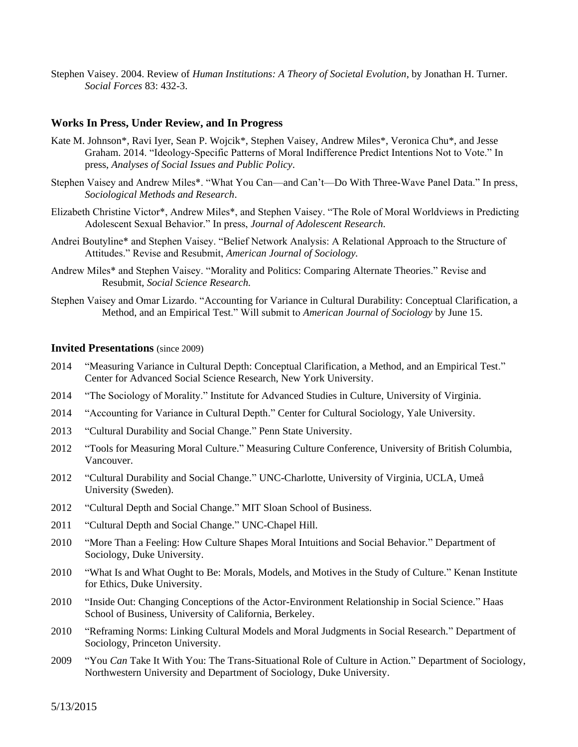Stephen Vaisey. 2004. Review of *Human Institutions: A Theory of Societal Evolution*, by Jonathan H. Turner. *Social Forces* 83: 432-3.

### Works In Press, Under Review, and In Progress

Kate M. Johnson*, Ravi Iyer, Sean P. Wojcik*, Stephen Vaisey, Andrew Miles*, Veronica Chu*, and Jesse Graham. 2014. "Ideology-Specific Patterns of Moral Indifference Predict Intentions Not to Vote." In press, *Analyses of Social Issues and Public Policy*.

Stephen Vaisey and Andrew Miles*. "What You Can—and Can't—Do With Three-Wave Panel Data." In press, *Sociological Methods and Research*.

Elizabeth Christine Victor*, Andrew Miles*, and Stephen Vaisey. "The Role of Moral Worldviews in Predicting Adolescent Sexual Behavior." In press, *Journal of Adolescent Research.*

Andrei Boutyline* and Stephen Vaisey. "Belief Network Analysis: A Relational Approach to the Structure of Attitudes." Revise and Resubmit, *American Journal of Sociology.*

Andrew Miles* and Stephen Vaisey. "Morality and Politics: Comparing Alternate Theories." Revise and Resubmit, *Social Science Research.*

Stephen Vaisey and Omar Lizardo. "Accounting for Variance in Cultural Durability: Conceptual Clarification, a Method, and an Empirical Test." Will submit to *American Journal of Sociology* by June 15.

### Invited Presentations (since 2009)

2014 "Measuring Variance in Cultural Depth: Conceptual Clarification, a Method, and an Empirical Test." Center for Advanced Social Science Research, New York University.

2014 "The Sociology of Morality." Institute for Advanced Studies in Culture, University of Virginia.

2014 "Accounting for Variance in Cultural Depth." Center for Cultural Sociology, Yale University.

2013 "Cultural Durability and Social Change." Penn State University.

2012 "Tools for Measuring Moral Culture." Measuring Culture Conference, University of British Columbia, Vancouver.

2012 "Cultural Durability and Social Change." UNC-Charlotte, University of Virginia, UCLA, Umeå University (Sweden).

2012 "Cultural Depth and Social Change." MIT Sloan School of Business.

2011 "Cultural Depth and Social Change." UNC-Chapel Hill.

2010 "More Than a Feeling: How Culture Shapes Moral Intuitions and Social Behavior." Department of Sociology, Duke University.

2010 "What Is and What Ought to Be: Morals, Models, and Motives in the Study of Culture." Kenan Institute for Ethics, Duke University.

2010 "Inside Out: Changing Conceptions of the Actor-Environment Relationship in Social Science." Haas School of Business, University of California, Berkeley.

2010 "Reframing Norms: Linking Cultural Models and Moral Judgments in Social Research." Department of Sociology, Princeton University.

2009 "You *Can* Take It With You: The Trans-Situational Role of Culture in Action." Department of Sociology, Northwestern University and Department of Sociology, Duke University.

5/13/2015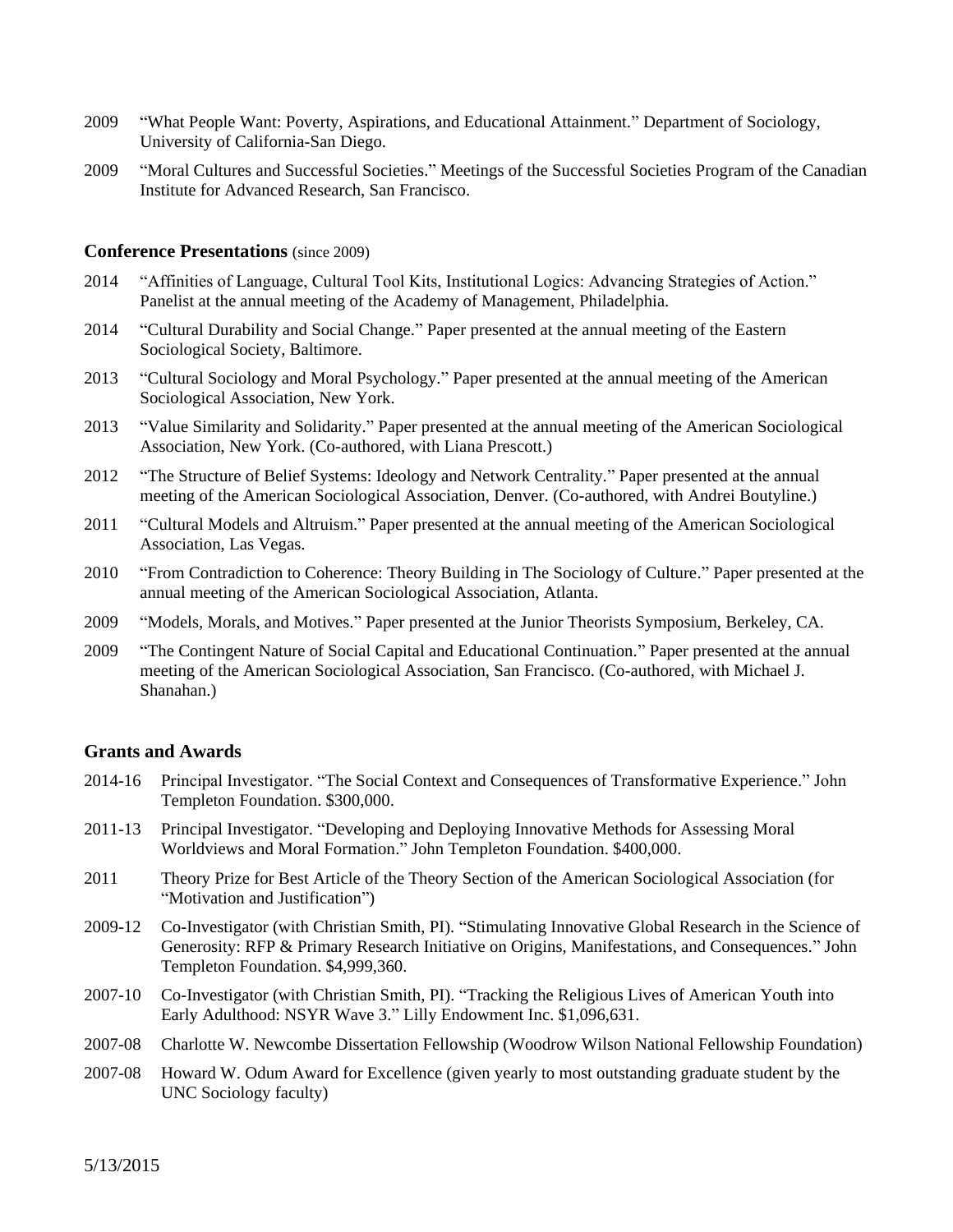2009 "What People Want: Poverty, Aspirations, and Educational Attainment." Department of Sociology, University of California-San Diego.

2009 "Moral Cultures and Successful Societies." Meetings of the Successful Societies Program of the Canadian Institute for Advanced Research, San Francisco.

## Conference Presentations (since 2009)

2014 "Affinities of Language, Cultural Tool Kits, Institutional Logics: Advancing Strategies of Action." Panelist at the annual meeting of the Academy of Management, Philadelphia.

2014 "Cultural Durability and Social Change." Paper presented at the annual meeting of the Eastern Sociological Society, Baltimore.

2013 "Cultural Sociology and Moral Psychology." Paper presented at the annual meeting of the American Sociological Association, New York.

2013 "Value Similarity and Solidarity." Paper presented at the annual meeting of the American Sociological Association, New York. (Co-authored, with Liana Prescott.)

2012 "The Structure of Belief Systems: Ideology and Network Centrality." Paper presented at the annual meeting of the American Sociological Association, Denver. (Co-authored, with Andrei Boutyline.)

2011 "Cultural Models and Altruism." Paper presented at the annual meeting of the American Sociological Association, Las Vegas.

2010 "From Contradiction to Coherence: Theory Building in The Sociology of Culture." Paper presented at the annual meeting of the American Sociological Association, Atlanta.

2009 "Models, Morals, and Motives." Paper presented at the Junior Theorists Symposium, Berkeley, CA.

2009 "The Contingent Nature of Social Capital and Educational Continuation." Paper presented at the annual meeting of the American Sociological Association, San Francisco. (Co-authored, with Michael J. Shanahan.)

## Grants and Awards

2014-16 Principal Investigator. "The Social Context and Consequences of Transformative Experience." John Templeton Foundation. $300,000.

2011-13 Principal Investigator. "Developing and Deploying Innovative Methods for Assessing Moral Worldviews and Moral Formation." John Templeton Foundation. $400,000.

2011 Theory Prize for Best Article of the Theory Section of the American Sociological Association (for "Motivation and Justification")

2009-12 Co-Investigator (with Christian Smith, PI). "Stimulating Innovative Global Research in the Science of Generosity: RFP & Primary Research Initiative on Origins, Manifestations, and Consequences." John Templeton Foundation. $4,999,360.

2007-10 Co-Investigator (with Christian Smith, PI). "Tracking the Religious Lives of American Youth into Early Adulthood: NSYR Wave 3." Lilly Endowment Inc. $1,096,631.

2007-08 Charlotte W. Newcombe Dissertation Fellowship (Woodrow Wilson National Fellowship Foundation)

2007-08 Howard W. Odum Award for Excellence (given yearly to most outstanding graduate student by the UNC Sociology faculty)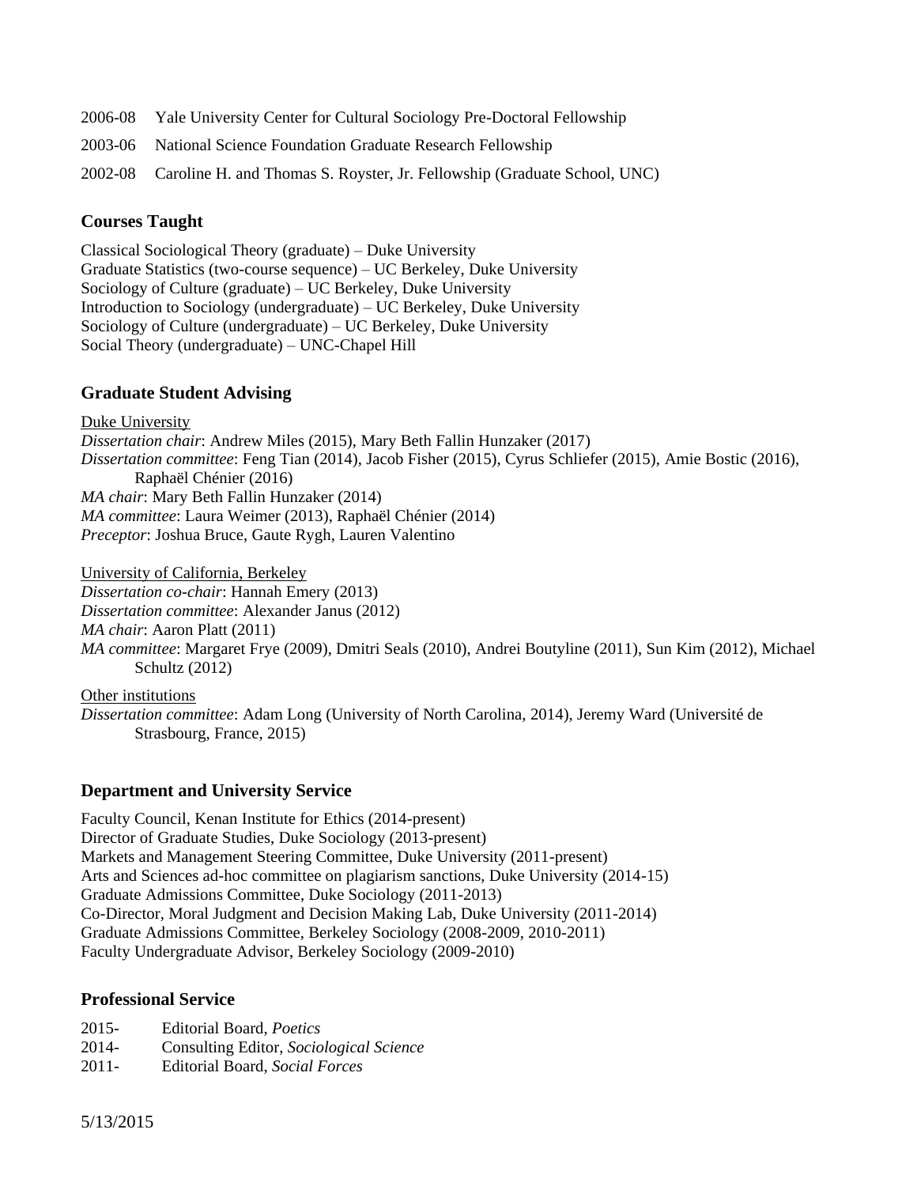2006-08 Yale University Center for Cultural Sociology Pre-Doctoral Fellowship

2003-06 National Science Foundation Graduate Research Fellowship

2002-08 Caroline H. and Thomas S. Royster, Jr. Fellowship (Graduate School, UNC)

## Courses Taught

Classical Sociological Theory (graduate) – Duke University
Graduate Statistics (two-course sequence) – UC Berkeley, Duke University
Sociology of Culture (graduate) – UC Berkeley, Duke University
Introduction to Sociology (undergraduate) – UC Berkeley, Duke University
Sociology of Culture (undergraduate) – UC Berkeley, Duke University
Social Theory (undergraduate) – UNC-Chapel Hill

## Graduate Student Advising

<u>Duke University</u>
*Dissertation chair*: Andrew Miles (2015), Mary Beth Fallin Hunzaker (2017)
*Dissertation committee*: Feng Tian (2014), Jacob Fisher (2015), Cyrus Schliefer (2015), Amie Bostic (2016), Raphaël Chénier (2016)
*MA chair*: Mary Beth Fallin Hunzaker (2014)
*MA committee*: Laura Weimer (2013), Raphaël Chénier (2014)
*Preceptor*: Joshua Bruce, Gaute Rygh, Lauren Valentino

<u>University of California, Berkeley</u>
*Dissertation co-chair*: Hannah Emery (2013)
*Dissertation committee*: Alexander Janus (2012)
*MA chair*: Aaron Platt (2011)
*MA committee*: Margaret Frye (2009), Dmitri Seals (2010), Andrei Boutyline (2011), Sun Kim (2012), Michael Schultz (2012)

<u>Other institutions</u>
*Dissertation committee*: Adam Long (University of North Carolina, 2014), Jeremy Ward (Université de Strasbourg, France, 2015)

## Department and University Service

Faculty Council, Kenan Institute for Ethics (2014-present)
Director of Graduate Studies, Duke Sociology (2013-present)
Markets and Management Steering Committee, Duke University (2011-present)
Arts and Sciences ad-hoc committee on plagiarism sanctions, Duke University (2014-15)
Graduate Admissions Committee, Duke Sociology (2011-2013)
Co-Director, Moral Judgment and Decision Making Lab, Duke University (2011-2014)
Graduate Admissions Committee, Berkeley Sociology (2008-2009, 2010-2011)
Faculty Undergraduate Advisor, Berkeley Sociology (2009-2010)

## Professional Service

2015- Editorial Board, *Poetics*
2014- Consulting Editor, *Sociological Science*
2011- Editorial Board, *Social Forces*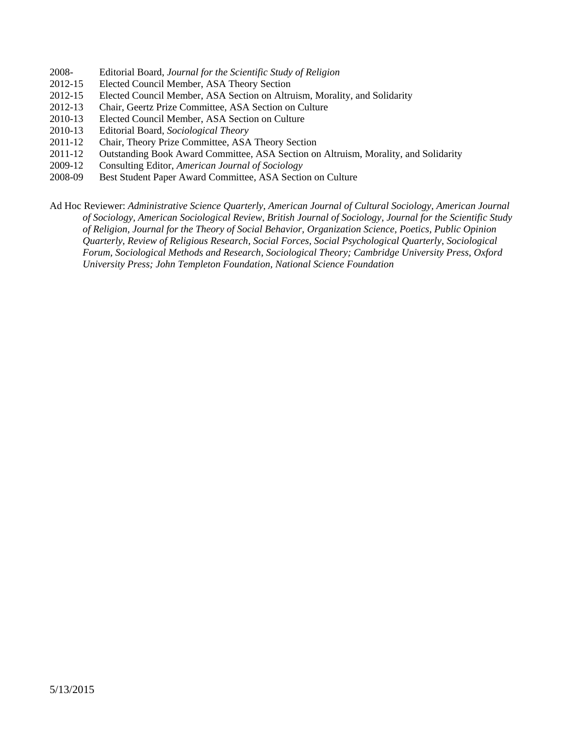2008- Editorial Board, *Journal for the Scientific Study of Religion*
2012-15 Elected Council Member, ASA Theory Section
2012-15 Elected Council Member, ASA Section on Altruism, Morality, and Solidarity
2012-13 Chair, Geertz Prize Committee, ASA Section on Culture
2010-13 Elected Council Member, ASA Section on Culture
2010-13 Editorial Board, *Sociological Theory*
2011-12 Chair, Theory Prize Committee, ASA Theory Section
2011-12 Outstanding Book Award Committee, ASA Section on Altruism, Morality, and Solidarity
2009-12 Consulting Editor, *American Journal of Sociology*
2008-09 Best Student Paper Award Committee, ASA Section on Culture

Ad Hoc Reviewer: *Administrative Science Quarterly, American Journal of Cultural Sociology, American Journal of Sociology, American Sociological Review, British Journal of Sociology, Journal for the Scientific Study of Religion, Journal for the Theory of Social Behavior, Organization Science, Poetics, Public Opinion Quarterly, Review of Religious Research, Social Forces, Social Psychological Quarterly, Sociological Forum, Sociological Methods and Research, Sociological Theory; Cambridge University Press, Oxford University Press; John Templeton Foundation, National Science Foundation*

5/13/2015